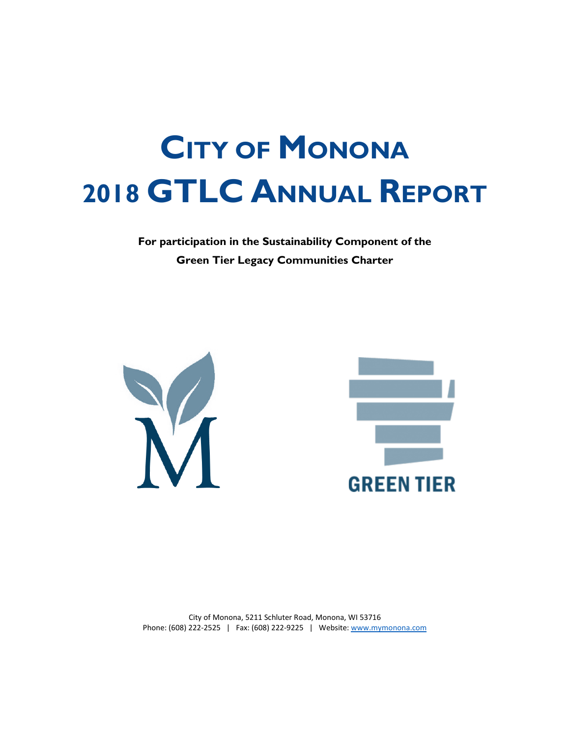# CITY OF MONONA
# 2018 GTLC ANNUAL REPORT

**For participation in the Sustainability Component of the Green Tier Legacy Communities Charter**

GREEN TIER

City of Monona, 5211 Schluter Road, Monona, WI 53716
Phone: (608) 222-2525 | Fax: (608) 222-9225 | Website: www.mymonona.com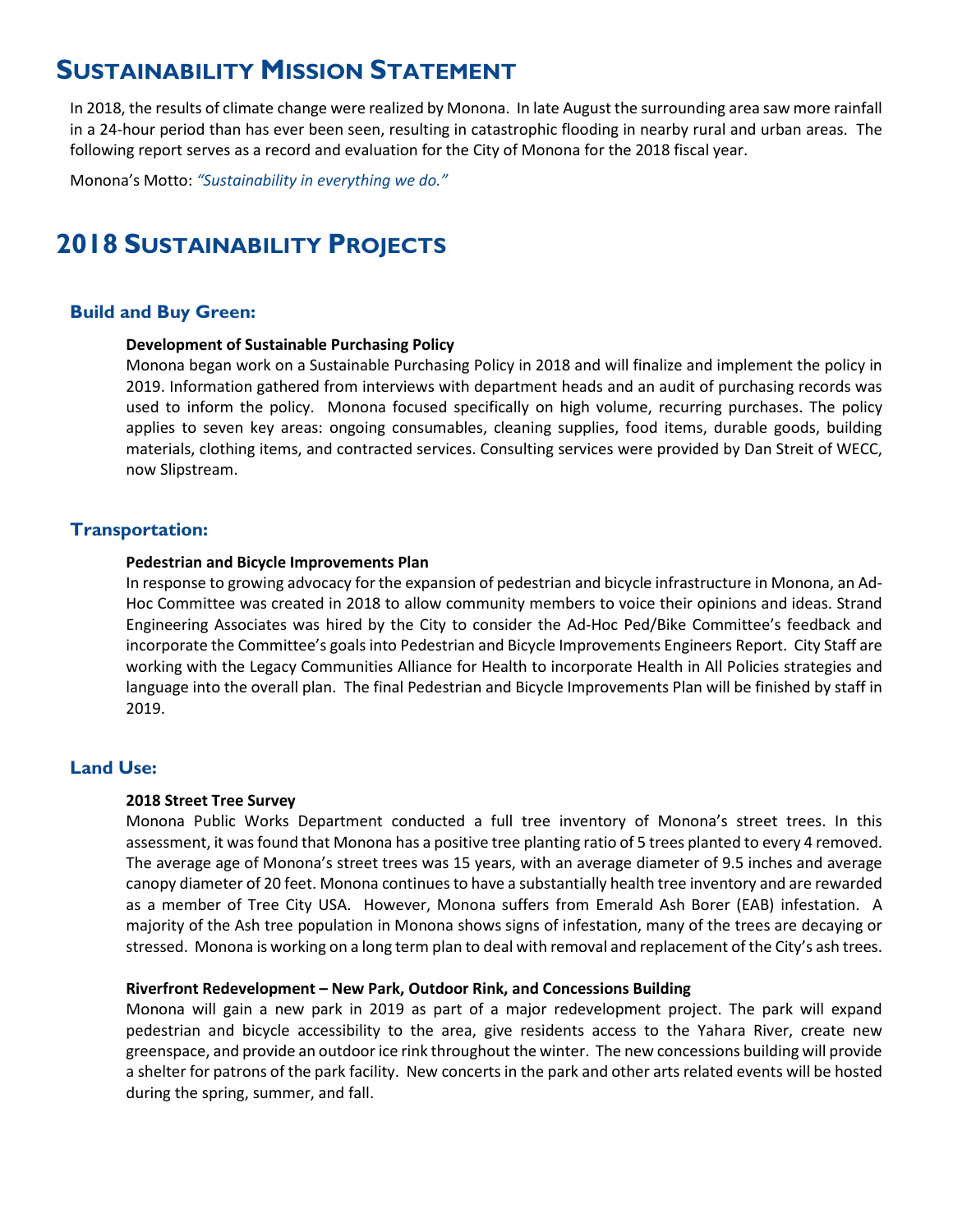# Sustainability Mission Statement

In 2018, the results of climate change were realized by Monona. In late August the surrounding area saw more rainfall in a 24-hour period than has ever been seen, resulting in catastrophic flooding in nearby rural and urban areas. The following report serves as a record and evaluation for the City of Monona for the 2018 fiscal year.

Monona's Motto: *"Sustainability in everything we do."*

# 2018 Sustainability Projects

## Build and Buy Green:

**Development of Sustainable Purchasing Policy**

Monona began work on a Sustainable Purchasing Policy in 2018 and will finalize and implement the policy in 2019. Information gathered from interviews with department heads and an audit of purchasing records was used to inform the policy. Monona focused specifically on high volume, recurring purchases. The policy applies to seven key areas: ongoing consumables, cleaning supplies, food items, durable goods, building materials, clothing items, and contracted services. Consulting services were provided by Dan Streit of WECC, now Slipstream.

## Transportation:

**Pedestrian and Bicycle Improvements Plan**

In response to growing advocacy for the expansion of pedestrian and bicycle infrastructure in Monona, an Ad-Hoc Committee was created in 2018 to allow community members to voice their opinions and ideas. Strand Engineering Associates was hired by the City to consider the Ad-Hoc Ped/Bike Committee's feedback and incorporate the Committee's goals into Pedestrian and Bicycle Improvements Engineers Report. City Staff are working with the Legacy Communities Alliance for Health to incorporate Health in All Policies strategies and language into the overall plan. The final Pedestrian and Bicycle Improvements Plan will be finished by staff in 2019.

## Land Use:

**2018 Street Tree Survey**

Monona Public Works Department conducted a full tree inventory of Monona's street trees. In this assessment, it was found that Monona has a positive tree planting ratio of 5 trees planted to every 4 removed. The average age of Monona's street trees was 15 years, with an average diameter of 9.5 inches and average canopy diameter of 20 feet. Monona continues to have a substantially health tree inventory and are rewarded as a member of Tree City USA. However, Monona suffers from Emerald Ash Borer (EAB) infestation. A majority of the Ash tree population in Monona shows signs of infestation, many of the trees are decaying or stressed. Monona is working on a long term plan to deal with removal and replacement of the City's ash trees.

**Riverfront Redevelopment – New Park, Outdoor Rink, and Concessions Building**

Monona will gain a new park in 2019 as part of a major redevelopment project. The park will expand pedestrian and bicycle accessibility to the area, give residents access to the Yahara River, create new greenspace, and provide an outdoor ice rink throughout the winter. The new concessions building will provide a shelter for patrons of the park facility. New concerts in the park and other arts related events will be hosted during the spring, summer, and fall.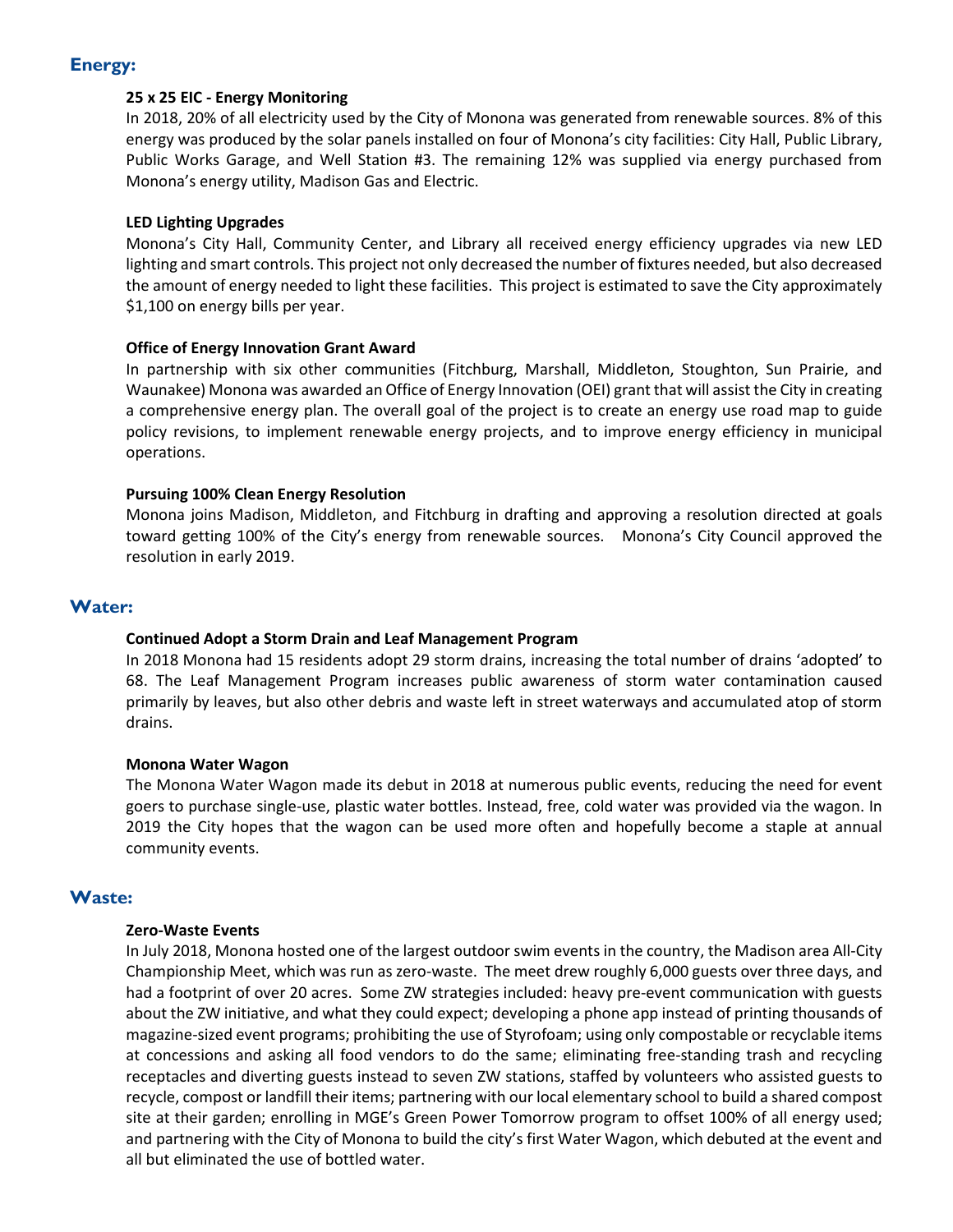## Energy:

### 25 x 25 EIC - Energy Monitoring

In 2018, 20% of all electricity used by the City of Monona was generated from renewable sources. 8% of this energy was produced by the solar panels installed on four of Monona's city facilities: City Hall, Public Library, Public Works Garage, and Well Station #3. The remaining 12% was supplied via energy purchased from Monona's energy utility, Madison Gas and Electric.

### LED Lighting Upgrades

Monona's City Hall, Community Center, and Library all received energy efficiency upgrades via new LED lighting and smart controls. This project not only decreased the number of fixtures needed, but also decreased the amount of energy needed to light these facilities. This project is estimated to save the City approximately $1,100 on energy bills per year.

### Office of Energy Innovation Grant Award

In partnership with six other communities (Fitchburg, Marshall, Middleton, Stoughton, Sun Prairie, and Waunakee) Monona was awarded an Office of Energy Innovation (OEI) grant that will assist the City in creating a comprehensive energy plan. The overall goal of the project is to create an energy use road map to guide policy revisions, to implement renewable energy projects, and to improve energy efficiency in municipal operations.

### Pursuing 100% Clean Energy Resolution

Monona joins Madison, Middleton, and Fitchburg in drafting and approving a resolution directed at goals toward getting 100% of the City's energy from renewable sources. Monona's City Council approved the resolution in early 2019.

## Water:

### Continued Adopt a Storm Drain and Leaf Management Program

In 2018 Monona had 15 residents adopt 29 storm drains, increasing the total number of drains 'adopted' to 68. The Leaf Management Program increases public awareness of storm water contamination caused primarily by leaves, but also other debris and waste left in street waterways and accumulated atop of storm drains.

### Monona Water Wagon

The Monona Water Wagon made its debut in 2018 at numerous public events, reducing the need for event goers to purchase single-use, plastic water bottles. Instead, free, cold water was provided via the wagon. In 2019 the City hopes that the wagon can be used more often and hopefully become a staple at annual community events.

## Waste:

### Zero-Waste Events

In July 2018, Monona hosted one of the largest outdoor swim events in the country, the Madison area All-City Championship Meet, which was run as zero-waste. The meet drew roughly 6,000 guests over three days, and had a footprint of over 20 acres. Some ZW strategies included: heavy pre-event communication with guests about the ZW initiative, and what they could expect; developing a phone app instead of printing thousands of magazine-sized event programs; prohibiting the use of Styrofoam; using only compostable or recyclable items at concessions and asking all food vendors to do the same; eliminating free-standing trash and recycling receptacles and diverting guests instead to seven ZW stations, staffed by volunteers who assisted guests to recycle, compost or landfill their items; partnering with our local elementary school to build a shared compost site at their garden; enrolling in MGE's Green Power Tomorrow program to offset 100% of all energy used; and partnering with the City of Monona to build the city's first Water Wagon, which debuted at the event and all but eliminated the use of bottled water.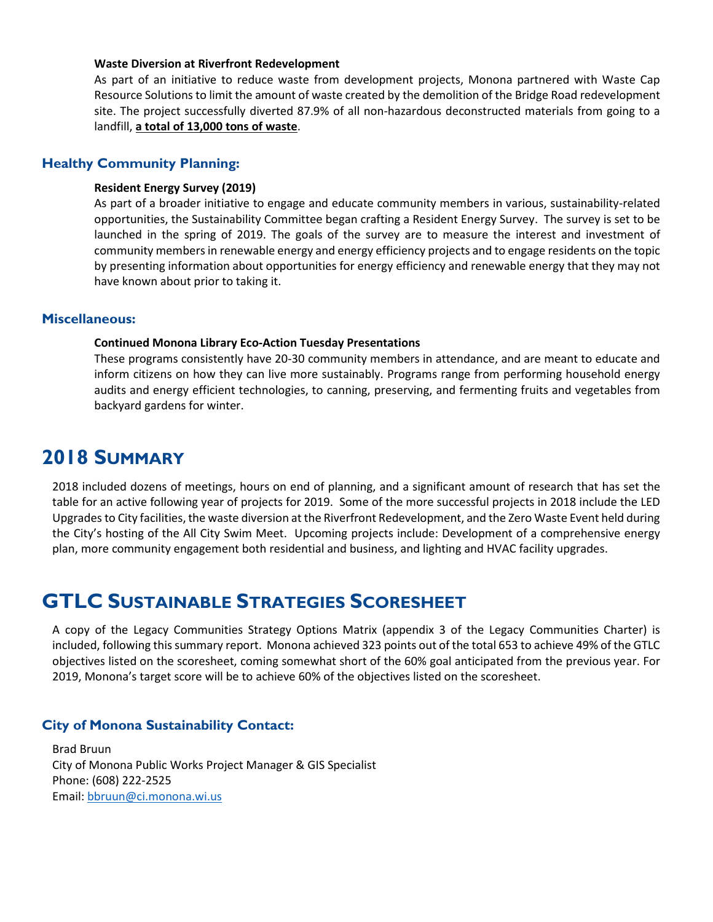**Waste Diversion at Riverfront Redevelopment**

As part of an initiative to reduce waste from development projects, Monona partnered with Waste Cap Resource Solutions to limit the amount of waste created by the demolition of the Bridge Road redevelopment site. The project successfully diverted 87.9% of all non-hazardous deconstructed materials from going to a landfill, **a total of 13,000 tons of waste**.

### Healthy Community Planning:

**Resident Energy Survey (2019)**

As part of a broader initiative to engage and educate community members in various, sustainability-related opportunities, the Sustainability Committee began crafting a Resident Energy Survey. The survey is set to be launched in the spring of 2019. The goals of the survey are to measure the interest and investment of community members in renewable energy and energy efficiency projects and to engage residents on the topic by presenting information about opportunities for energy efficiency and renewable energy that they may not have known about prior to taking it.

### Miscellaneous:

**Continued Monona Library Eco-Action Tuesday Presentations**

These programs consistently have 20-30 community members in attendance, and are meant to educate and inform citizens on how they can live more sustainably. Programs range from performing household energy audits and energy efficient technologies, to canning, preserving, and fermenting fruits and vegetables from backyard gardens for winter.

## 2018 Summary

2018 included dozens of meetings, hours on end of planning, and a significant amount of research that has set the table for an active following year of projects for 2019. Some of the more successful projects in 2018 include the LED Upgrades to City facilities, the waste diversion at the Riverfront Redevelopment, and the Zero Waste Event held during the City's hosting of the All City Swim Meet. Upcoming projects include: Development of a comprehensive energy plan, more community engagement both residential and business, and lighting and HVAC facility upgrades.

## GTLC Sustainable Strategies Scoresheet

A copy of the Legacy Communities Strategy Options Matrix (appendix 3 of the Legacy Communities Charter) is included, following this summary report. Monona achieved 323 points out of the total 653 to achieve 49% of the GTLC objectives listed on the scoresheet, coming somewhat short of the 60% goal anticipated from the previous year. For 2019, Monona's target score will be to achieve 60% of the objectives listed on the scoresheet.

### City of Monona Sustainability Contact:

Brad Bruun
City of Monona Public Works Project Manager & GIS Specialist
Phone: (608) 222-2525
Email: bbruun@ci.monona.wi.us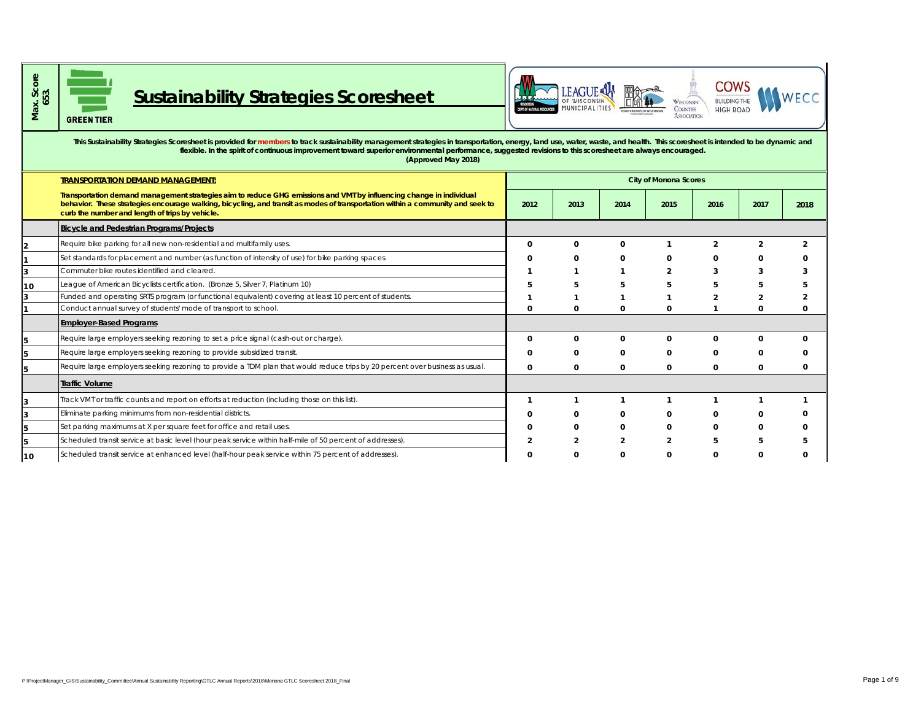**Max. Score 653.**

GREEN TIER

# Sustainability Strategies Scoresheet

LEAGUE OF WISCONSIN MUNICIPALITIES · WISCONSIN DEPT OF NATURAL RESOURCES · 1000 FRIENDS OF WISCONSIN · WISCONSIN COUNTIES ASSOCIATION · COWS BUILDING THE HIGH ROAD · WECC

**This Sustainability Strategies Scoresheet is provided for members to track sustainability management strategies in transportation, energy, land use, water, waste, and health. This scoresheet is intended to be dynamic and flexible. In the spirit of continuous improvement toward superior environmental performance, suggested revisions to this scoresheet are always encouraged. (Approved May 2018)**

| Max. Score | TRANSPORTATION DEMAND MANAGEMENT: Transportation demand management strategies aim to reduce GHG emissions and VMT by influencing change in individual behavior. These strategies encourage walking, bicycling, and transit as modes of transportation within a community and seek to curb the number and length of trips by vehicle. | City of Monona Scores | | | | | | |
|---|---|---|---|---|---|---|---|---|
| | | 2012 | 2013 | 2014 | 2015 | 2016 | 2017 | 2018 |
| | **Bicycle and Pedestrian Programs/Projects** | | | | | | | |
| 2 | Require bike parking for all new non-residential and multifamily uses. | 0 | 0 | 0 | 1 | 2 | 2 | 2 |
| 1 | Set standards for placement and number (as function of intensity of use) for bike parking spaces. | 0 | 0 | 0 | 0 | 0 | 0 | 0 |
| 3 | Commuter bike routes identified and cleared. | 1 | 1 | 1 | 2 | 3 | 3 | 3 |
| 10 | League of American Bicyclists certification. (Bronze 5, Silver 7, Platinum 10) | 5 | 5 | 5 | 5 | 5 | 5 | 5 |
| 3 | Funded and operating SRTS program (or functional equivalent) covering at least 10 percent of students. | 1 | 1 | 1 | 1 | 2 | 2 | 2 |
| 1 | Conduct annual survey of students' mode of transport to school. | 0 | 0 | 0 | 0 | 1 | 0 | 0 |
| | **Employer-Based Programs** | | | | | | | |
| 5 | Require large employers seeking rezoning to set a price signal (cash-out or charge). | 0 | 0 | 0 | 0 | 0 | 0 | 0 |
| 5 | Require large employers seeking rezoning to provide subsidized transit. | 0 | 0 | 0 | 0 | 0 | 0 | 0 |
| 5 | Require large employers seeking rezoning to provide a TDM plan that would reduce trips by 20 percent over business as usual. | 0 | 0 | 0 | 0 | 0 | 0 | 0 |
| | **Traffic Volume** | | | | | | | |
| 3 | Track VMT or traffic counts and report on efforts at reduction (including those on this list). | 1 | 1 | 1 | 1 | 1 | 1 | 1 |
| 3 | Eliminate parking minimums from non-residential districts. | 0 | 0 | 0 | 0 | 0 | 0 | 0 |
| 5 | Set parking maximums at X per square feet for office and retail uses. | 0 | 0 | 0 | 0 | 0 | 0 | 0 |
| 5 | Scheduled transit service at basic level (hour peak service within half-mile of 50 percent of addresses). | 2 | 2 | 2 | 2 | 5 | 5 | 5 |
| 10 | Scheduled transit service at enhanced level (half-hour peak service within 75 percent of addresses). | 0 | 0 | 0 | 0 | 0 | 0 | 0 |

P:\ProjectManager_GIS\Sustainability_Committee\Annual Sustainability Reporting\GTLC Annual Reports\2018\Monona GTLC Scoresheet 2018_Final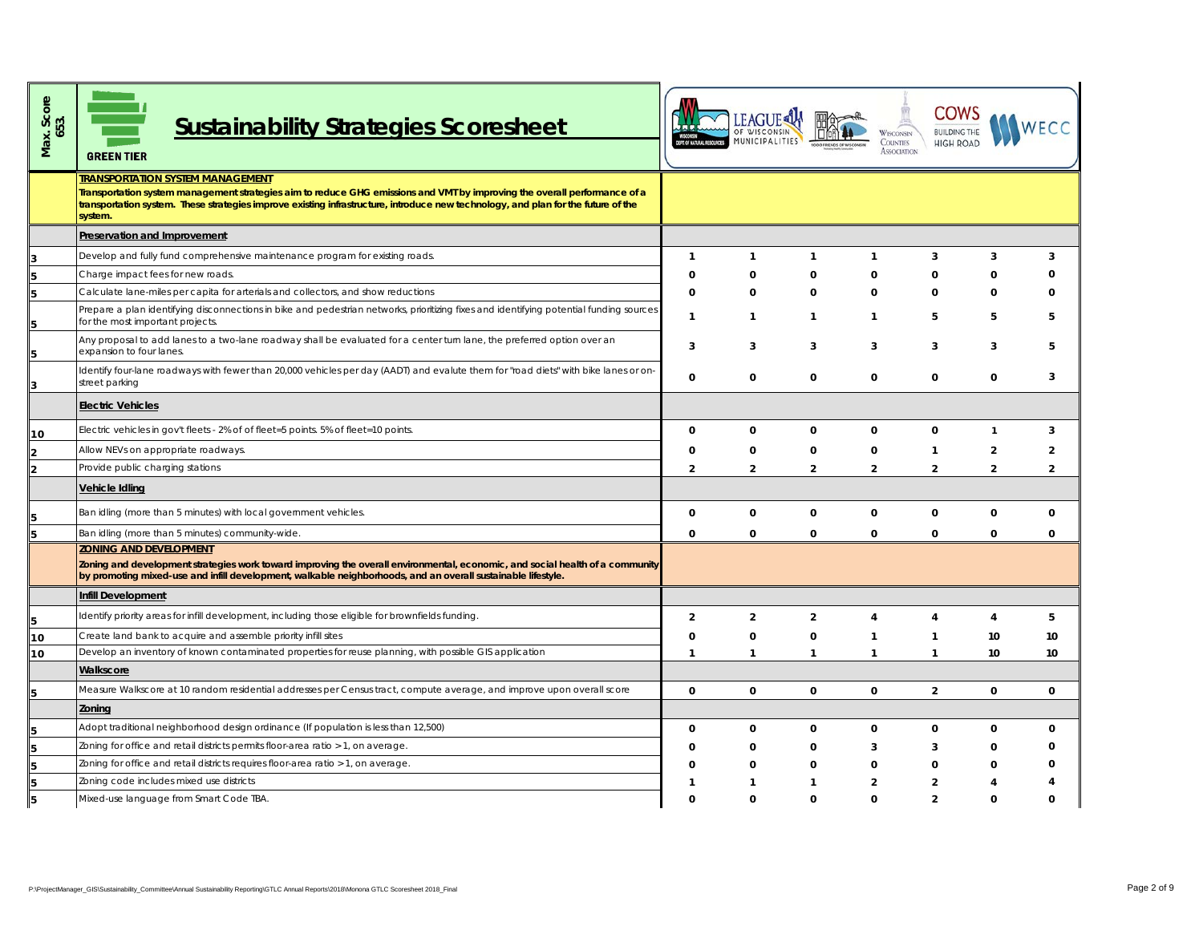# Sustainability Strategies Scoresheet

GREEN TIER

| Max. Score 653. | | | | | | | | |
|---|---|---|---|---|---|---|---|---|
| | **TRANSPORTATION SYSTEM MANAGEMENT** Transportation system management strategies aim to reduce GHG emissions and VMT by improving the overall performance of a transportation system. These strategies improve existing infrastructure, introduce new technology, and plan for the future of the system. | | | | | | | |
| | **Preservation and Improvement** | | | | | | | |
| 3 | Develop and fully fund comprehensive maintenance program for existing roads. | 1 | 1 | 1 | 1 | 3 | 3 | 3 |
| 5 | Charge impact fees for new roads. | 0 | 0 | 0 | 0 | 0 | 0 | 0 |
| 5 | Calculate lane-miles per capita for arterials and collectors, and show reductions | 0 | 0 | 0 | 0 | 0 | 0 | 0 |
| 5 | Prepare a plan identifying disconnections in bike and pedestrian networks, prioritizing fixes and identifying potential funding sources for the most important projects. | 1 | 1 | 1 | 1 | 5 | 5 | 5 |
| 5 | Any proposal to add lanes to a two-lane roadway shall be evaluated for a center turn lane, the preferred option over an expansion to four lanes. | 3 | 3 | 3 | 3 | 3 | 3 | 5 |
| 3 | Identify four-lane roadways with fewer than 20,000 vehicles per day (AADT) and evalute them for "road diets" with bike lanes or on-street parking | 0 | 0 | 0 | 0 | 0 | 0 | 3 |
| | **Electric Vehicles** | | | | | | | |
| 10 | Electric vehicles in gov't fleets - 2% of of fleet=5 points. 5% of fleet=10 points. | 0 | 0 | 0 | 0 | 0 | 1 | 3 |
| 2 | Allow NEVs on appropriate roadways. | 0 | 0 | 0 | 0 | 1 | 2 | 2 |
| 2 | Provide public charging stations | 2 | 2 | 2 | 2 | 2 | 2 | 2 |
| | **Vehicle Idling** | | | | | | | |
| 5 | Ban idling (more than 5 minutes) with local government vehicles. | 0 | 0 | 0 | 0 | 0 | 0 | 0 |
| 5 | Ban idling (more than 5 minutes) community-wide. | 0 | 0 | 0 | 0 | 0 | 0 | 0 |
| | **ZONING AND DEVELOPMENT** Zoning and development strategies work toward improving the overall environmental, economic, and social health of a community by promoting mixed-use and infill development, walkable neighborhoods, and an overall sustainable lifestyle. | | | | | | | |
| | **Infill Development** | | | | | | | |
| 5 | Identify priority areas for infill development, including those eligible for brownfields funding. | 2 | 2 | 2 | 4 | 4 | 4 | 5 |
| 10 | Create land bank to acquire and assemble priority infill sites | 0 | 0 | 0 | 1 | 1 | 10 | 10 |
| 10 | Develop an inventory of known contaminated properties for reuse planning, with possible GIS application | 1 | 1 | 1 | 1 | 1 | 10 | 10 |
| | **Walkscore** | | | | | | | |
| 5 | Measure Walkscore at 10 random residential addresses per Census tract, compute average, and improve upon overall score | 0 | 0 | 0 | 0 | 2 | 0 | 0 |
| | **Zoning** | | | | | | | |
| 5 | Adopt traditional neighborhood design ordinance (If population is less than 12,500) | 0 | 0 | 0 | 0 | 0 | 0 | 0 |
| 5 | Zoning for office and retail districts permits floor-area ratio > 1, on average. | 0 | 0 | 0 | 3 | 3 | 0 | 0 |
| 5 | Zoning for office and retail districts requires floor-area ratio > 1, on average. | 0 | 0 | 0 | 0 | 0 | 0 | 0 |
| 5 | Zoning code includes mixed use districts | 1 | 1 | 1 | 2 | 2 | 4 | 4 |
| 5 | Mixed-use language from Smart Code TBA. | 0 | 0 | 0 | 0 | 2 | 0 | 0 |

P:\ProjectManager_GIS\Sustainability_Committee\Annual Sustainability Reporting\GTLC Annual Reports\2018\Monona GTLC Scoresheet 2018_Final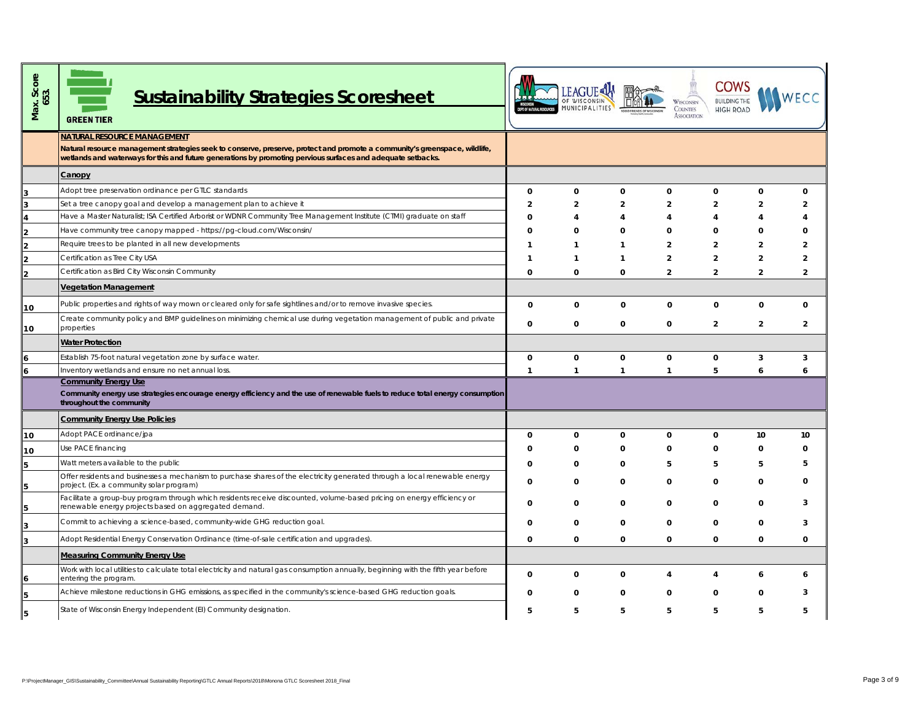# Sustainability Strategies Scoresheet

GREEN TIER

| Max. Score 653. | | | | | | | | |
|---|---|---|---|---|---|---|---|---|
| | **NATURAL RESOURCE MANAGEMENT** **Natural resource management strategies seek to conserve, preserve, protect and promote a community's greenspace, wildlife, wetlands and waterways for this and future generations by promoting pervious surfaces and adequate setbacks.** | | | | | | | |
| | **Canopy** | | | | | | | |
| 3 | Adopt tree preservation ordinance per GTLC standards | 0 | 0 | 0 | 0 | 0 | 0 | 0 |
| 3 | Set a tree canopy goal and develop a management plan to achieve it | 2 | 2 | 2 | 2 | 2 | 2 | 2 |
| 4 | Have a Master Naturalist; ISA Certified Arborist or WDNR Community Tree Management Institute (CTMI) graduate on staff | 0 | 4 | 4 | 4 | 4 | 4 | 4 |
| 2 | Have community tree canopy mapped - https://pg-cloud.com/Wisconsin/ | 0 | 0 | 0 | 0 | 0 | 0 | 0 |
| 2 | Require trees to be planted in all new developments | 1 | 1 | 1 | 2 | 2 | 2 | 2 |
| 2 | Certification as Tree City USA | 1 | 1 | 1 | 2 | 2 | 2 | 2 |
| 2 | Certification as Bird City Wisconsin Community | 0 | 0 | 0 | 2 | 2 | 2 | 2 |
| | **Vegetation Management** | | | | | | | |
| 10 | Public properties and rights of way mown or cleared only for safe sightlines and/or to remove invasive species. | 0 | 0 | 0 | 0 | 0 | 0 | 0 |
| 10 | Create community policy and BMP guidelines on minimizing chemical use during vegetation management of public and private properties | 0 | 0 | 0 | 0 | 2 | 2 | 2 |
| | **Water Protection** | | | | | | | |
| 6 | Establish 75-foot natural vegetation zone by surface water. | 0 | 0 | 0 | 0 | 0 | 3 | 3 |
| 6 | Inventory wetlands and ensure no net annual loss. | 1 | 1 | 1 | 1 | 5 | 6 | 6 |
| | **Community Energy Use** **Community energy use strategies encourage energy efficiency and the use of renewable fuels to reduce total energy consumption throughout the community** | | | | | | | |
| | **Community Energy Use Policies** | | | | | | | |
| 10 | Adopt PACE ordinance/jpa | 0 | 0 | 0 | 0 | 0 | 10 | 10 |
| 10 | Use PACE financing | 0 | 0 | 0 | 0 | 0 | 0 | 0 |
| 5 | Watt meters available to the public | 0 | 0 | 0 | 5 | 5 | 5 | 5 |
| 5 | Offer residents and businesses a mechanism to purchase shares of the electricity generated through a local renewable energy project. (Ex. a community solar program) | 0 | 0 | 0 | 0 | 0 | 0 | 0 |
| 5 | Facilitate a group-buy program through which residents receive discounted, volume-based pricing on energy efficiency or renewable energy projects based on aggregated demand. | 0 | 0 | 0 | 0 | 0 | 0 | 3 |
| 3 | Commit to achieving a science-based, community-wide GHG reduction goal. | 0 | 0 | 0 | 0 | 0 | 0 | 3 |
| 3 | Adopt Residential Energy Conservation Ordinance (time-of-sale certification and upgrades). | 0 | 0 | 0 | 0 | 0 | 0 | 0 |
| | **Measuring Community Energy Use** | | | | | | | |
| 6 | Work with local utilities to calculate total electricity and natural gas consumption annually, beginning with the fifth year before entering the program. | 0 | 0 | 0 | 4 | 4 | 6 | 6 |
| 5 | Achieve milestone reductions in GHG emissions, as specified in the community's science-based GHG reduction goals. | 0 | 0 | 0 | 0 | 0 | 0 | 3 |
| 5 | State of Wisconsin Energy Independent (EI) Community designation. | 5 | 5 | 5 | 5 | 5 | 5 | 5 |

P:\ProjectManager_GIS\Sustainability_Committee\Annual Sustainability Reporting\GTLC Annual Reports\2018\Monona GTLC Scoresheet 2018_Final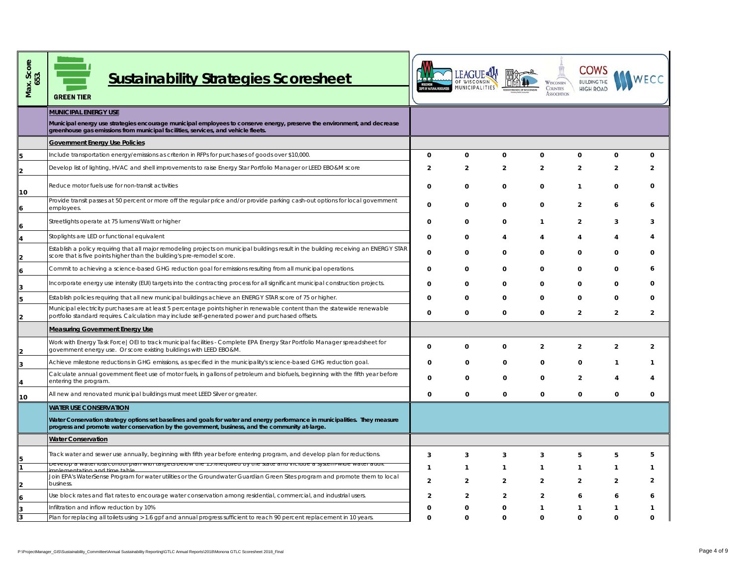# Sustainability Strategies Scoresheet

GREEN TIER

| Max. Score 653. | | | | | | | | |
|---|---|---|---|---|---|---|---|---|
| | **MUNICIPAL ENERGY USE** **Municipal energy use strategies encourage municipal employees to conserve energy, preserve the environment, and decrease greenhouse gas emissions from municipal facilities, services, and vehicle fleets.** | | | | | | | |
| | **Government Energy Use Policies** | | | | | | | |
| 5 | Include transportation energy/emissions as criterion in RFPs for purchases of goods over $10,000. | 0 | 0 | 0 | 0 | 0 | 0 | 0 |
| 2 | Develop list of lighting, HVAC and shell improvements to raise Energy Star Portfolio Manager or LEED EBO&M score | 2 | 2 | 2 | 2 | 2 | 2 | 2 |
| 10 | Reduce motor fuels use for non-transit activities | 0 | 0 | 0 | 0 | 1 | 0 | 0 |
| 6 | Provide transit passes at 50 percent or more off the regular price and/or provide parking cash-out options for local government employees. | 0 | 0 | 0 | 0 | 2 | 6 | 6 |
| 6 | Streetlights operate at 75 lumens/Watt or higher | 0 | 0 | 0 | 1 | 2 | 3 | 3 |
| 4 | Stoplights are LED or functional equivalent | 0 | 0 | 4 | 4 | 4 | 4 | 4 |
| 2 | Establish a policy requiring that all major remodeling projects on municipal buildings result in the building receiving an ENERGY STAR score that is five points higher than the building's pre-remodel score. | 0 | 0 | 0 | 0 | 0 | 0 | 0 |
| 6 | Commit to achieving a science-based GHG reduction goal for emissions resulting from all municipal operations. | 0 | 0 | 0 | 0 | 0 | 0 | 6 |
| 3 | Incorporate energy use intensity (EUI) targets into the contracting process for all significant municipal construction projects. | 0 | 0 | 0 | 0 | 0 | 0 | 0 |
| 5 | Establish policies requiring that all new municipal buildings achieve an ENERGY STAR score of 75 or higher. | 0 | 0 | 0 | 0 | 0 | 0 | 0 |
| 2 | Municipal electricity purchases are at least 5 percentage points higher in renewable content than the statewide renewable portfolio standard requires. Calculation may include self-generated power and purchased offsets. | 0 | 0 | 0 | 0 | 2 | 2 | 2 |
| | **Measuring Government Energy Use** | | | | | | | |
| 2 | Work with Energy Task Force\| OEI to track municipal facilities - Complete EPA Energy Star Portfolio Manager spreadsheet for government energy use. Or score existing buildings with LEED EBO&M. | 0 | 0 | 0 | 2 | 2 | 2 | 2 |
| 3 | Achieve milestone reductions in GHG emissions, as specified in the municipality's science-based GHG reduction goal. | 0 | 0 | 0 | 0 | 0 | 1 | 1 |
| 4 | Calculate annual government fleet use of motor fuels, in gallons of petroleum and biofuels, beginning with the fifth year before entering the program. | 0 | 0 | 0 | 0 | 2 | 4 | 4 |
| 10 | All new and renovated municipal buildings must meet LEED Silver or greater. | 0 | 0 | 0 | 0 | 0 | 0 | 0 |
| | **WATER USE CONSERVATION** **Water Conservation strategy options set baselines and goals for water and energy performance in municipalities. They measure progress and promote water conservation by the government, business, and the community at-large.** | | | | | | | |
| | **Water Conservation** | | | | | | | |
| 5 | Track water and sewer use annually, beginning with fifth year before entering program, and develop plan for reductions. | 3 | 3 | 3 | 3 | 5 | 5 | 5 |
| 1 | Develop a water loss control plan with targets below the 15% required by the state and include a system-wide water audit implementation and time table | 1 | 1 | 1 | 1 | 1 | 1 | 1 |
| 2 | Join EPA's WaterSense Program for water utilities or the Groundwater Guardian Green Sites program and promote them to local business. | 2 | 2 | 2 | 2 | 2 | 2 | 2 |
| 6 | Use block rates and flat rates to encourage water conservation among residential, commercial, and industrial users. | 2 | 2 | 2 | 2 | 6 | 6 | 6 |
| 3 | Infiltration and inflow reduction by 10% | 0 | 0 | 0 | 1 | 1 | 1 | 1 |
| 3 | Plan for replacing all toilets using > 1.6 gpf and annual progress sufficient to reach 90 percent replacement in 10 years. | 0 | 0 | 0 | 0 | 0 | 0 | 0 |

P:\ProjectManager_GIS\Sustainability_Committee\Annual Sustainability Reporting\GTLC Annual Reports\2018\Monona GTLC Scoresheet 2018_Final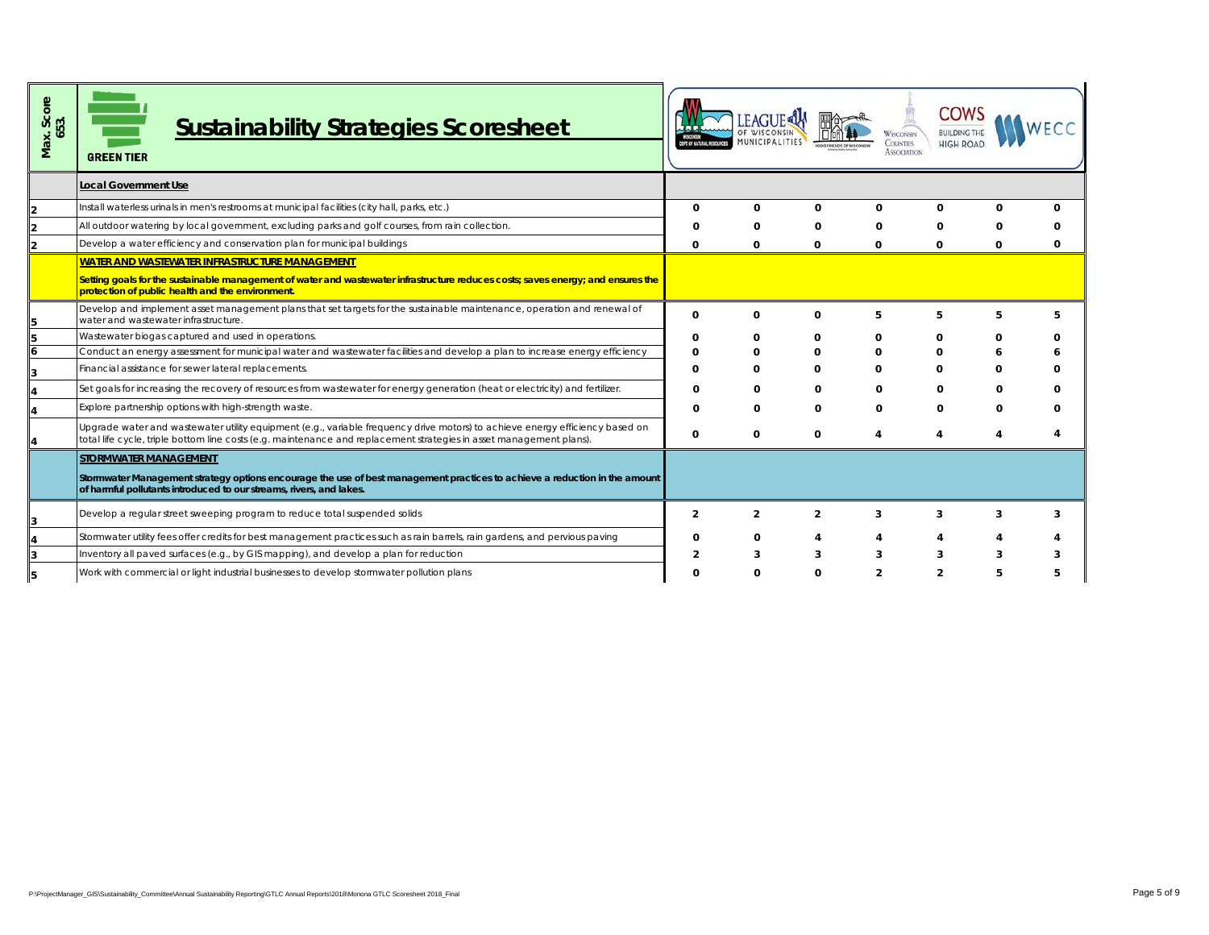# Sustainability Strategies Scoresheet

Max. Score 653.

GREEN TIER

| Max. Score | Strategy | | | | | | | |
|---|---|---|---|---|---|---|---|---|
| | **Local Government Use** | | | | | | | |
| 2 | Install waterless urinals in men's restrooms at municipal facilities (city hall, parks, etc.) | 0 | 0 | 0 | 0 | 0 | 0 | 0 |
| 2 | All outdoor watering by local government, excluding parks and golf courses, from rain collection. | 0 | 0 | 0 | 0 | 0 | 0 | 0 |
| 2 | Develop a water efficiency and conservation plan for municipal buildings | 0 | 0 | 0 | 0 | 0 | 0 | 0 |
| | **WATER AND WASTEWATER INFRASTRUCTURE MANAGEMENT** Setting goals for the sustainable management of water and wastewater infrastructure reduces costs; saves energy; and ensures the protection of public health and the environment. | | | | | | | |
| 5 | Develop and implement asset management plans that set targets for the sustainable maintenance, operation and renewal of water and wastewater infrastructure. | 0 | 0 | 0 | 5 | 5 | 5 | 5 |
| 5 | Wastewater biogas captured and used in operations. | 0 | 0 | 0 | 0 | 0 | 0 | 0 |
| 6 | Conduct an energy assessment for municipal water and wastewater facilities and develop a plan to increase energy efficiency | 0 | 0 | 0 | 0 | 0 | 6 | 6 |
| 3 | Financial assistance for sewer lateral replacements. | 0 | 0 | 0 | 0 | 0 | 0 | 0 |
| 4 | Set goals for increasing the recovery of resources from wastewater for energy generation (heat or electricity) and fertilizer. | 0 | 0 | 0 | 0 | 0 | 0 | 0 |
| 4 | Explore partnership options with high-strength waste. | 0 | 0 | 0 | 0 | 0 | 0 | 0 |
| 4 | Upgrade water and wastewater utility equipment (e.g., variable frequency drive motors) to achieve energy efficiency based on total life cycle, triple bottom line costs (e.g. maintenance and replacement strategies in asset management plans). | 0 | 0 | 0 | 4 | 4 | 4 | 4 |
| | **STORMWATER MANAGEMENT** Stormwater Management strategy options encourage the use of best management practices to achieve a reduction in the amount of harmful pollutants introduced to our streams, rivers, and lakes. | | | | | | | |
| 3 | Develop a regular street sweeping program to reduce total suspended solids | 2 | 2 | 2 | 3 | 3 | 3 | 3 |
| 4 | Stormwater utility fees offer credits for best management practices such as rain barrels, rain gardens, and pervious paving | 0 | 0 | 4 | 4 | 4 | 4 | 4 |
| 3 | Inventory all paved surfaces (e.g., by GIS mapping), and develop a plan for reduction | 2 | 3 | 3 | 3 | 3 | 3 | 3 |
| 5 | Work with commercial or light industrial businesses to develop stormwater pollution plans | 0 | 0 | 0 | 2 | 2 | 5 | 5 |

P:\ProjectManager_GIS\Sustainability_Committee\Annual Sustainability Reporting\GTLC Annual Reports\2018\Monona GTLC Scoresheet 2018_Final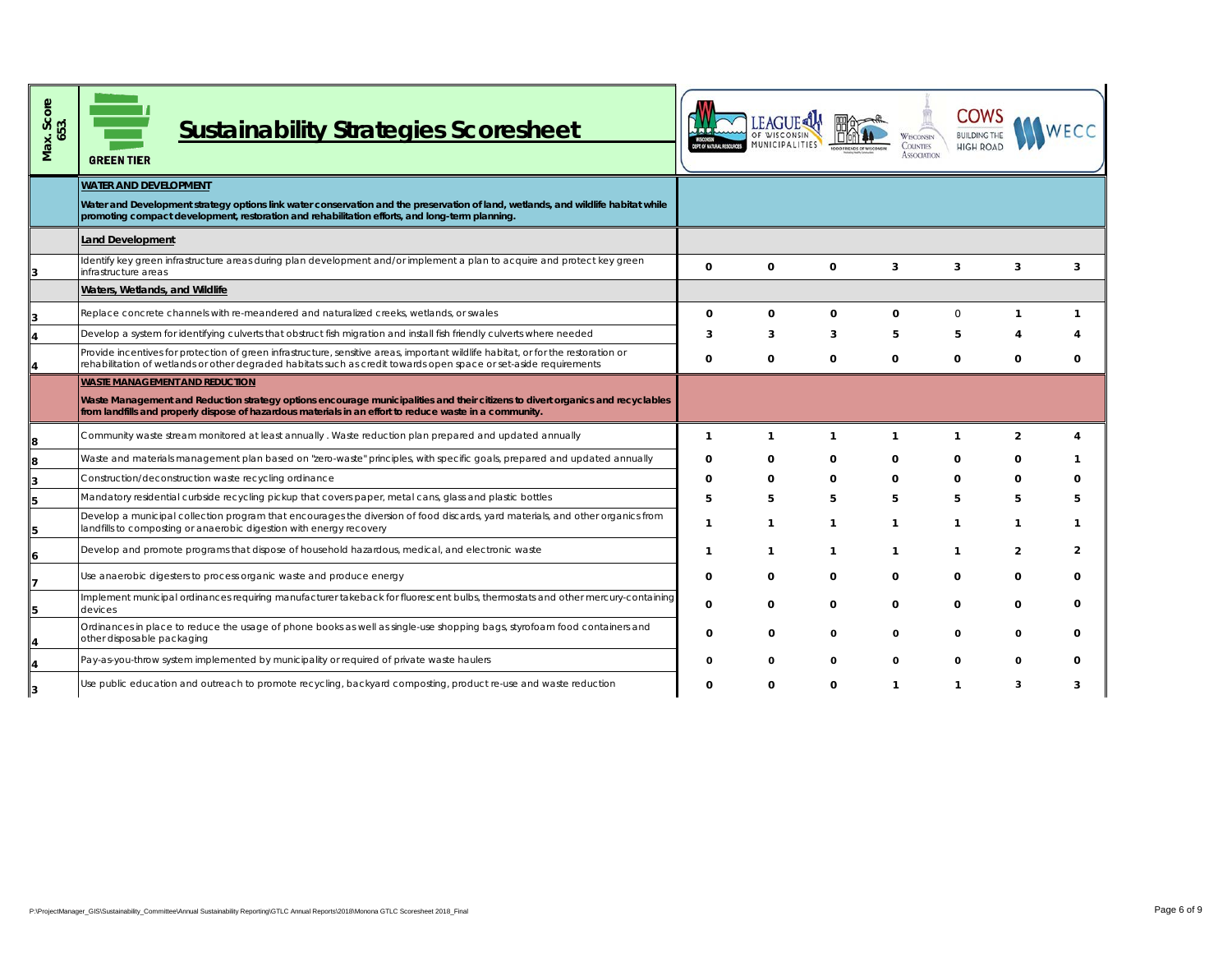# Sustainability Strategies Scoresheet

GREEN TIER

| Max. Score 653. | | | | | | | | |
|---|---|---|---|---|---|---|---|---|
| | **WATER AND DEVELOPMENT** **Water and Development strategy options link water conservation and the preservation of land, wetlands, and wildlife habitat while promoting compact development, restoration and rehabilitation efforts, and long-term planning.** | | | | | | | |
| | **Land Development** | | | | | | | |
| 3 | Identify key green infrastructure areas during plan development and/or implement a plan to acquire and protect key green infrastructure areas | 0 | 0 | 0 | 3 | 3 | 3 | 3 |
| | **Waters, Wetlands, and Wildlife** | | | | | | | |
| 3 | Replace concrete channels with re-meandered and naturalized creeks, wetlands, or swales | 0 | 0 | 0 | 0 | 0 | 1 | 1 |
| 4 | Develop a system for identifying culverts that obstruct fish migration and install fish friendly culverts where needed | 3 | 3 | 3 | 5 | 5 | 4 | 4 |
| 4 | Provide incentives for protection of green infrastructure, sensitive areas, important wildlife habitat, or for the restoration or rehabilitation of wetlands or other degraded habitats such as credit towards open space or set-aside requirements | 0 | 0 | 0 | 0 | 0 | 0 | 0 |
| | **WASTE MANAGEMENT AND REDUCTION** **Waste Management and Reduction strategy options encourage municipalities and their citizens to divert organics and recyclables from landfills and properly dispose of hazardous materials in an effort to reduce waste in a community.** | | | | | | | |
| 8 | Community waste stream monitored at least annually . Waste reduction plan prepared and updated annually | 1 | 1 | 1 | 1 | 1 | 2 | 4 |
| 8 | Waste and materials management plan based on "zero-waste" principles, with specific goals, prepared and updated annually | 0 | 0 | 0 | 0 | 0 | 0 | 1 |
| 3 | Construction/deconstruction waste recycling ordinance | 0 | 0 | 0 | 0 | 0 | 0 | 0 |
| 5 | Mandatory residential curbside recycling pickup that covers paper, metal cans, glass and plastic bottles | 5 | 5 | 5 | 5 | 5 | 5 | 5 |
| 5 | Develop a municipal collection program that encourages the diversion of food discards, yard materials, and other organics from landfills to composting or anaerobic digestion with energy recovery | 1 | 1 | 1 | 1 | 1 | 1 | 1 |
| 6 | Develop and promote programs that dispose of household hazardous, medical, and electronic waste | 1 | 1 | 1 | 1 | 1 | 2 | 2 |
| 7 | Use anaerobic digesters to process organic waste and produce energy | 0 | 0 | 0 | 0 | 0 | 0 | 0 |
| 5 | Implement municipal ordinances requiring manufacturer takeback for fluorescent bulbs, thermostats and other mercury-containing devices | 0 | 0 | 0 | 0 | 0 | 0 | 0 |
| 4 | Ordinances in place to reduce the usage of phone books as well as single-use shopping bags, styrofoam food containers and other disposable packaging | 0 | 0 | 0 | 0 | 0 | 0 | 0 |
| 4 | Pay-as-you-throw system implemented by municipality or required of private waste haulers | 0 | 0 | 0 | 0 | 0 | 0 | 0 |
| 3 | Use public education and outreach to promote recycling, backyard composting, product re-use and waste reduction | 0 | 0 | 0 | 1 | 1 | 3 | 3 |

P:\ProjectManager_GIS\Sustainability_Committee\Annual Sustainability Reporting\GTLC Annual Reports\2018\Monona GTLC Scoresheet 2018_Final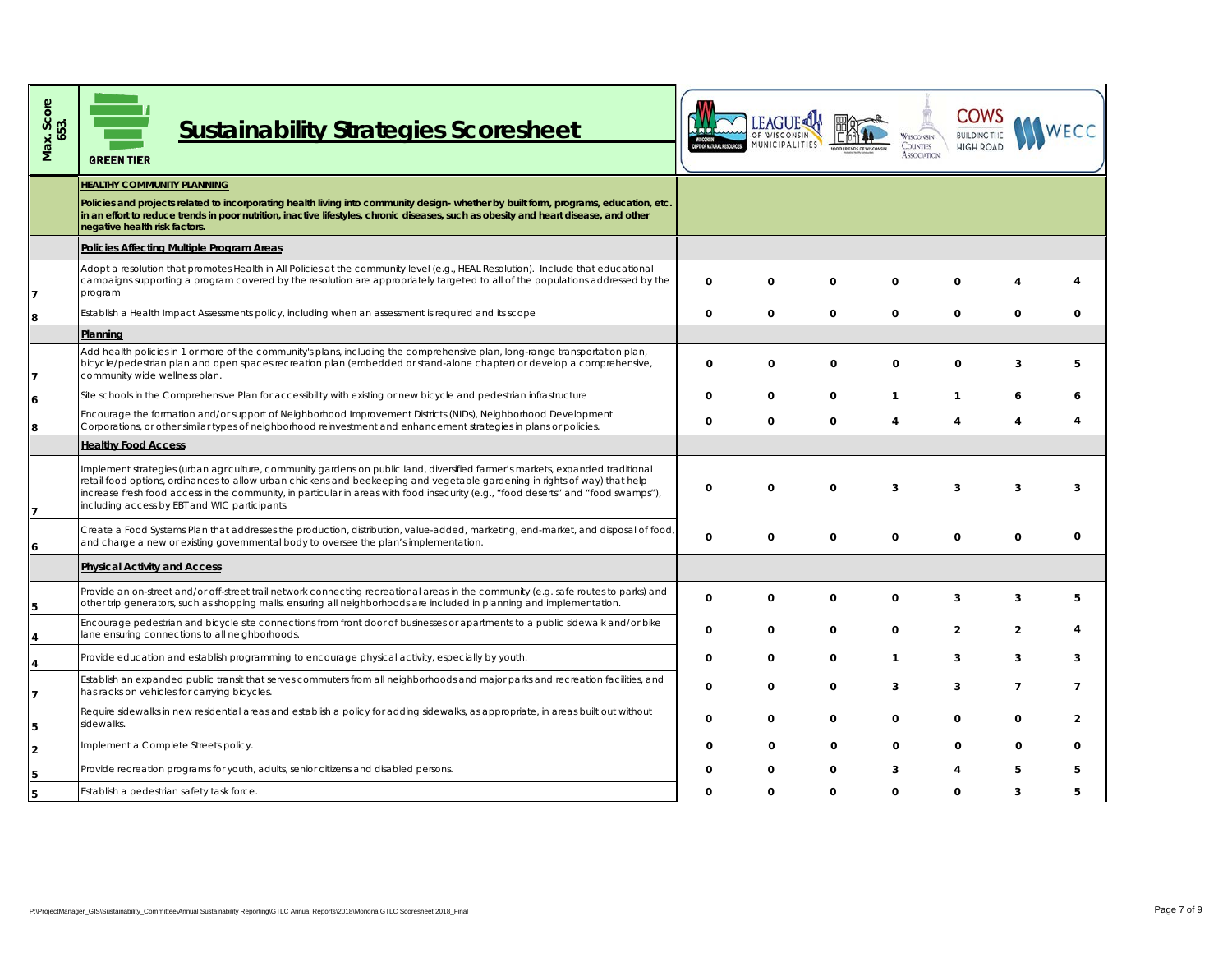# Sustainability Strategies Scoresheet

GREEN TIER

| Max. Score 653 | | | | | | | | |
|---|---|---|---|---|---|---|---|---|
| | **HEALTHY COMMUNITY PLANNING** **Policies and projects related to incorporating health living into community design- whether by built form, programs, education, etc. in an effort to reduce trends in poor nutrition, inactive lifestyles, chronic diseases, such as obesity and heart disease, and other negative health risk factors.** | | | | | | | |
| | **Policies Affecting Multiple Program Areas** | | | | | | | |
| 7 | Adopt a resolution that promotes Health in All Policies at the community level (e.g., HEAL Resolution). Include that educational campaigns supporting a program covered by the resolution are appropriately targeted to all of the populations addressed by the program | 0 | 0 | 0 | 0 | 0 | 4 | 4 |
| 8 | Establish a Health Impact Assessments policy, including when an assessment is required and its scope | 0 | 0 | 0 | 0 | 0 | 0 | 0 |
| | **Planning** | | | | | | | |
| 7 | Add health policies in 1 or more of the community's plans, including the comprehensive plan, long-range transportation plan, bicycle/pedestrian plan and open spaces recreation plan (embedded or stand-alone chapter) or develop a comprehensive, community wide wellness plan. | 0 | 0 | 0 | 0 | 0 | 3 | 5 |
| 6 | Site schools in the Comprehensive Plan for accessibility with existing or new bicycle and pedestrian infrastructure | 0 | 0 | 0 | 1 | 1 | 6 | 6 |
| 8 | Encourage the formation and/or support of Neighborhood Improvement Districts (NIDs), Neighborhood Development Corporations, or other similar types of neighborhood reinvestment and enhancement strategies in plans or policies. | 0 | 0 | 0 | 4 | 4 | 4 | 4 |
| | **Healthy Food Access** | | | | | | | |
| 7 | Implement strategies (urban agriculture, community gardens on public land, diversified farmer's markets, expanded traditional retail food options, ordinances to allow urban chickens and beekeeping and vegetable gardening in rights of way) that help increase fresh food access in the community, in particular in areas with food insecurity (e.g., "food deserts" and "food swamps"), including access by EBT and WIC participants. | 0 | 0 | 0 | 3 | 3 | 3 | 3 |
| 6 | Create a Food Systems Plan that addresses the production, distribution, value-added, marketing, end-market, and disposal of food, and charge a new or existing governmental body to oversee the plan's implementation. | 0 | 0 | 0 | 0 | 0 | 0 | 0 |
| | **Physical Activity and Access** | | | | | | | |
| 5 | Provide an on-street and/or off-street trail network connecting recreational areas in the community (e.g. safe routes to parks) and other trip generators, such as shopping malls, ensuring all neighborhoods are included in planning and implementation. | 0 | 0 | 0 | 0 | 3 | 3 | 5 |
| 4 | Encourage pedestrian and bicycle site connections from front door of businesses or apartments to a public sidewalk and/or bike lane ensuring connections to all neighborhoods. | 0 | 0 | 0 | 0 | 2 | 2 | 4 |
| 4 | Provide education and establish programming to encourage physical activity, especially by youth. | 0 | 0 | 0 | 1 | 3 | 3 | 3 |
| 7 | Establish an expanded public transit that serves commuters from all neighborhoods and major parks and recreation facilities, and has racks on vehicles for carrying bicycles. | 0 | 0 | 0 | 3 | 3 | 7 | 7 |
| 5 | Require sidewalks in new residential areas and establish a policy for adding sidewalks, as appropriate, in areas built out without sidewalks. | 0 | 0 | 0 | 0 | 0 | 0 | 2 |
| 2 | Implement a Complete Streets policy. | 0 | 0 | 0 | 0 | 0 | 0 | 0 |
| 5 | Provide recreation programs for youth, adults, senior citizens and disabled persons. | 0 | 0 | 0 | 3 | 4 | 5 | 5 |
| 5 | Establish a pedestrian safety task force. | 0 | 0 | 0 | 0 | 0 | 3 | 5 |

P:\ProjectManager_GIS\Sustainability_Committee\Annual Sustainability Reporting\GTLC Annual Reports\2018\Monona GTLC Scoresheet 2018_Final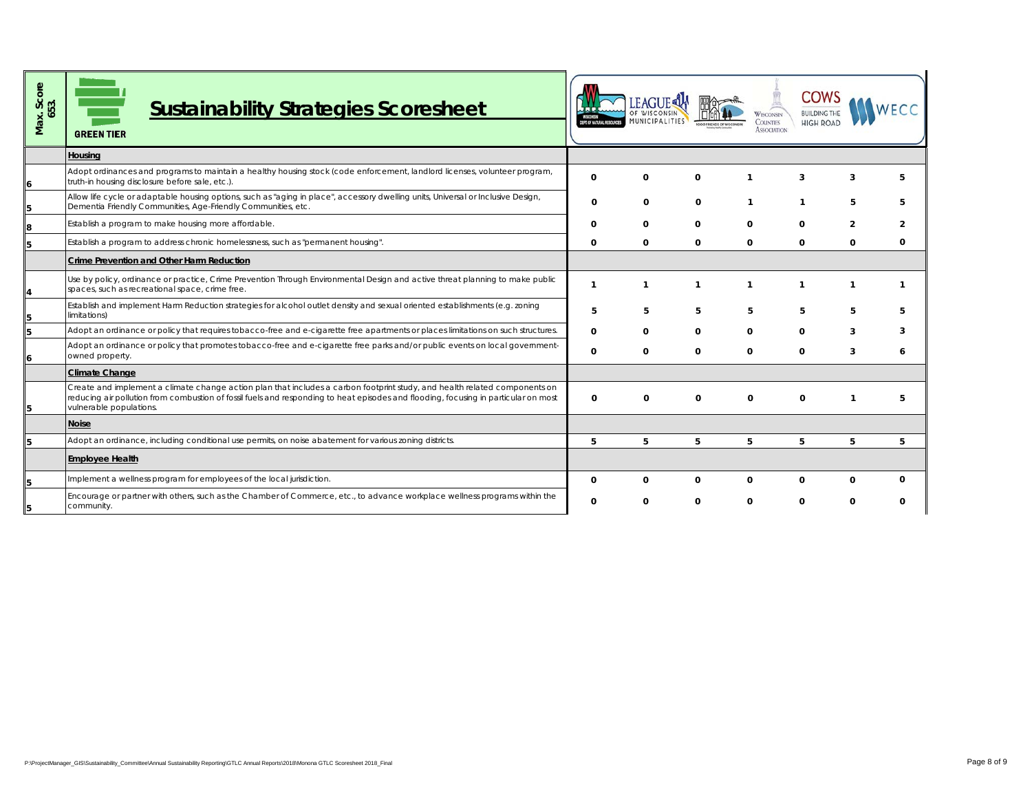| Max. Score 653. | **Sustainability Strategies Scoresheet** | | | | | | | |
|---|---|---|---|---|---|---|---|---|
| | **Housing** | | | | | | | |
| 6 | Adopt ordinances and programs to maintain a healthy housing stock (code enforcement, landlord licenses, volunteer program, truth-in housing disclosure before sale, etc.). | 0 | 0 | 0 | 1 | 3 | 3 | 5 |
| 5 | Allow life cycle or adaptable housing options, such as "aging in place", accessory dwelling units, Universal or Inclusive Design, Dementia Friendly Communities, Age-Friendly Communities, etc. | 0 | 0 | 0 | 1 | 1 | 5 | 5 |
| 8 | Establish a program to make housing more affordable. | 0 | 0 | 0 | 0 | 0 | 2 | 2 |
| 5 | Establish a program to address chronic homelessness, such as "permanent housing". | 0 | 0 | 0 | 0 | 0 | 0 | 0 |
| | **Crime Prevention and Other Harm Reduction** | | | | | | | |
| 4 | Use by policy, ordinance or practice, Crime Prevention Through Environmental Design and active threat planning to make public spaces, such as recreational space, crime free. | 1 | 1 | 1 | 1 | 1 | 1 | 1 |
| 5 | Establish and implement Harm Reduction strategies for alcohol outlet density and sexual oriented establishments (e.g. zoning limitations) | 5 | 5 | 5 | 5 | 5 | 5 | 5 |
| 5 | Adopt an ordinance or policy that requires tobacco-free and e-cigarette free apartments or places limitations on such structures. | 0 | 0 | 0 | 0 | 0 | 3 | 3 |
| 6 | Adopt an ordinance or policy that promotes tobacco-free and e-cigarette free parks and/or public events on local government-owned property. | 0 | 0 | 0 | 0 | 0 | 3 | 6 |
| | **Climate Change** | | | | | | | |
| 5 | Create and implement a climate change action plan that includes a carbon footprint study, and health related components on reducing air pollution from combustion of fossil fuels and responding to heat episodes and flooding, focusing in particular on most vulnerable populations. | 0 | 0 | 0 | 0 | 0 | 1 | 5 |
| | **Noise** | | | | | | | |
| 5 | Adopt an ordinance, including conditional use permits, on noise abatement for various zoning districts. | 5 | 5 | 5 | 5 | 5 | 5 | 5 |
| | **Employee Health** | | | | | | | |
| 5 | Implement a wellness program for employees of the local jurisdiction. | 0 | 0 | 0 | 0 | 0 | 0 | 0 |
| 5 | Encourage or partner with others, such as the Chamber of Commerce, etc., to advance workplace wellness programs within the community. | 0 | 0 | 0 | 0 | 0 | 0 | 0 |

P:\ProjectManager_GIS\Sustainability_Committee\Annual Sustainability Reporting\GTLC Annual Reports\2018\Monona GTLC Scoresheet 2018_Final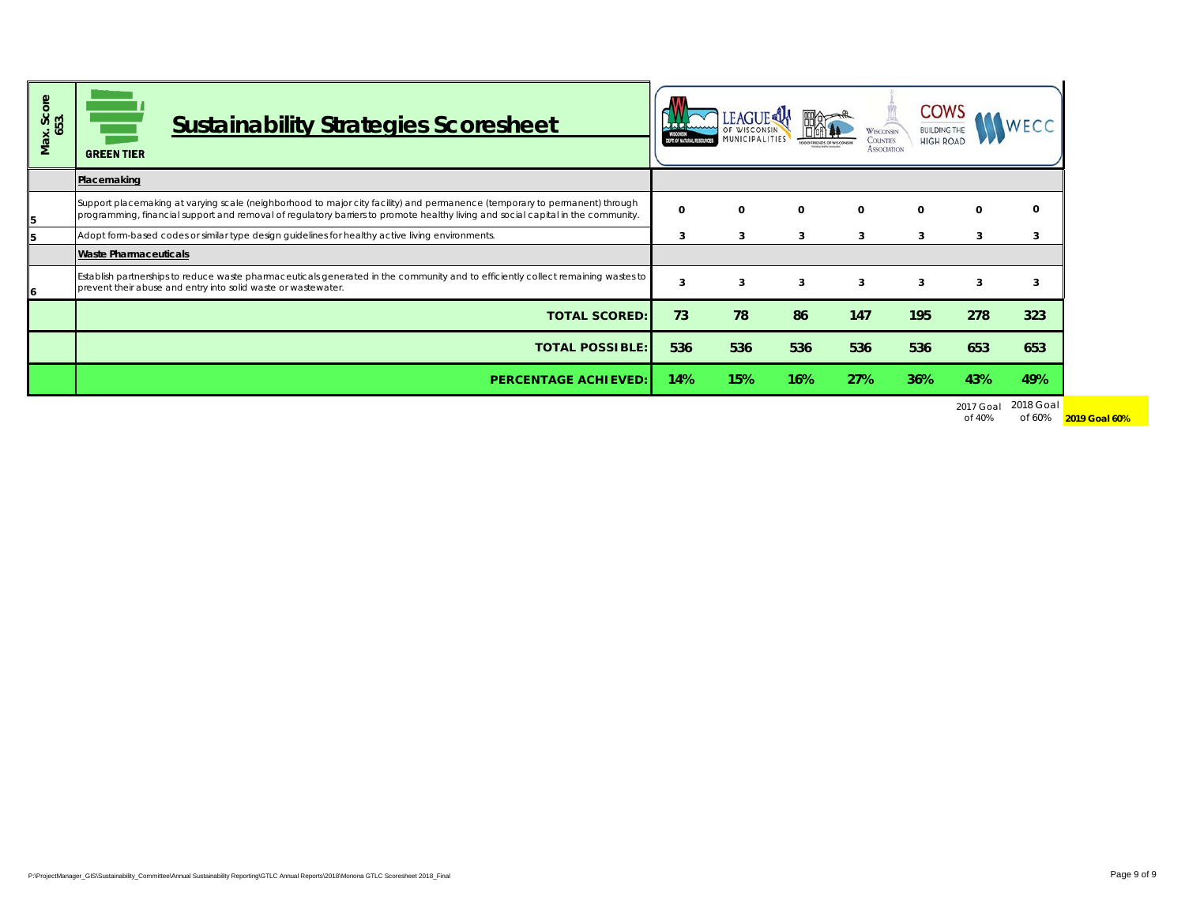| Max. Score 653. | GREEN TIER **Sustainability Strategies Scoresheet** | WISCONSIN DEPT OF NATURAL RESOURCES | LEAGUE OF WISCONSIN MUNICIPALITIES | 1000 FRIENDS OF WISCONSIN | WISCONSIN COUNTIES ASSOCIATION | COWS BUILDING THE HIGH ROAD | WECC | |
|---|---|---|---|---|---|---|---|---|
| | **Placemaking** | | | | | | | |
| 5 | Support placemaking at varying scale (neighborhood to major city facility) and permanence (temporary to permanent) through programming, financial support and removal of regulatory barriers to promote healthy living and social capital in the community. | 0 | 0 | 0 | 0 | 0 | 0 | 0 |
| 5 | Adopt form-based codes or similar type design guidelines for healthy active living environments. | 3 | 3 | 3 | 3 | 3 | 3 | 3 |
| | **Waste Pharmaceuticals** | | | | | | | |
| 6 | Establish partnerships to reduce waste pharmaceuticals generated in the community and to efficiently collect remaining wastes to prevent their abuse and entry into solid waste or wastewater. | 3 | 3 | 3 | 3 | 3 | 3 | 3 |
| | **TOTAL SCORED:** | **73** | **78** | **86** | **147** | **195** | **278** | **323** |
| | **TOTAL POSSIBLE:** | **536** | **536** | **536** | **536** | **536** | **653** | **653** |
| | **PERCENTAGE ACHIEVED:** | **14%** | **15%** | **16%** | **27%** | **36%** | **43%** | **49%** |
| | | | | | | | 2017 Goal of 40% | 2018 Goal of 60% |

**2019 Goal 60%**

P:\ProjectManager_GIS\Sustainability_Committee\Annual Sustainability Reporting\GTLC Annual Reports\2018\Monona GTLC Scoresheet 2018_Final